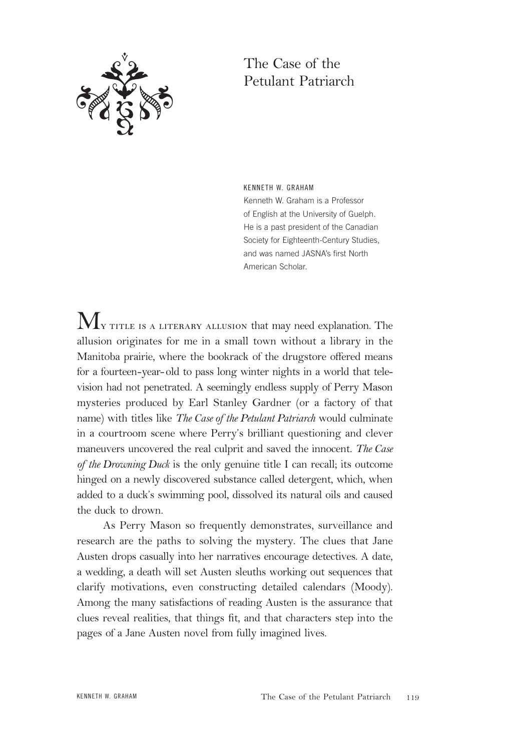# The Case of the Petulant Patriarch

KENNETH W. GRAHAM

Kenneth W. Graham is a Professor of English at the University of Guelph. He is a past president of the Canadian Society for Eighteenth-Century Studies, and was named JASNA's first North American Scholar.

My title is a literary allusion that may need explanation. The allusion originates for me in a small town without a library in the Manitoba prairie, where the bookrack of the drugstore offered means for a fourteen-year-old to pass long winter nights in a world that television had not penetrated. A seemingly endless supply of Perry Mason mysteries produced by Earl Stanley Gardner (or a factory of that name) with titles like *The Case of the Petulant Patriarch* would culminate in a courtroom scene where Perry's brilliant questioning and clever maneuvers uncovered the real culprit and saved the innocent. *The Case of the Drowning Duck* is the only genuine title I can recall; its outcome hinged on a newly discovered substance called detergent, which, when added to a duck's swimming pool, dissolved its natural oils and caused the duck to drown.

As Perry Mason so frequently demonstrates, surveillance and research are the paths to solving the mystery. The clues that Jane Austen drops casually into her narratives encourage detectives. A date, a wedding, a death will set Austen sleuths working out sequences that clarify motivations, even constructing detailed calendars (Moody). Among the many satisfactions of reading Austen is the assurance that clues reveal realities, that things fit, and that characters step into the pages of a Jane Austen novel from fully imagined lives.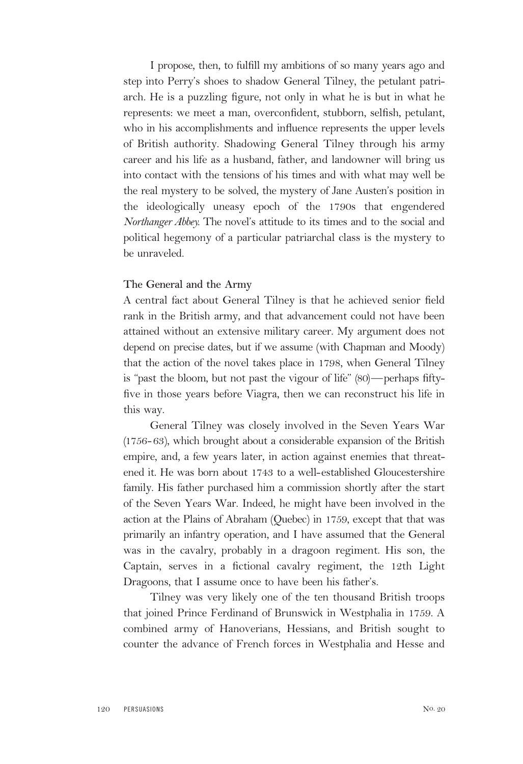I propose, then, to fulfill my ambitions of so many years ago and step into Perry's shoes to shadow General Tilney, the petulant patriarch. He is a puzzling figure, not only in what he is but in what he represents: we meet a man, overconfident, stubborn, selfish, petulant, who in his accomplishments and influence represents the upper levels of British authority. Shadowing General Tilney through his army career and his life as a husband, father, and landowner will bring us into contact with the tensions of his times and with what may well be the real mystery to be solved, the mystery of Jane Austen's position in the ideologically uneasy epoch of the 1790s that engendered *Northanger Abbey*. The novel's attitude to its times and to the social and political hegemony of a particular patriarchal class is the mystery to be unraveled.

## The General and the Army

A central fact about General Tilney is that he achieved senior field rank in the British army, and that advancement could not have been attained without an extensive military career. My argument does not depend on precise dates, but if we assume (with Chapman and Moody) that the action of the novel takes place in 1798, when General Tilney is "past the bloom, but not past the vigour of life" (80)—perhaps fifty-five in those years before Viagra, then we can reconstruct his life in this way.

General Tilney was closely involved in the Seven Years War (1756-63), which brought about a considerable expansion of the British empire, and, a few years later, in action against enemies that threatened it. He was born about 1743 to a well-established Gloucestershire family. His father purchased him a commission shortly after the start of the Seven Years War. Indeed, he might have been involved in the action at the Plains of Abraham (Quebec) in 1759, except that that was primarily an infantry operation, and I have assumed that the General was in the cavalry, probably in a dragoon regiment. His son, the Captain, serves in a fictional cavalry regiment, the 12th Light Dragoons, that I assume once to have been his father's.

Tilney was very likely one of the ten thousand British troops that joined Prince Ferdinand of Brunswick in Westphalia in 1759. A combined army of Hanoverians, Hessians, and British sought to counter the advance of French forces in Westphalia and Hesse and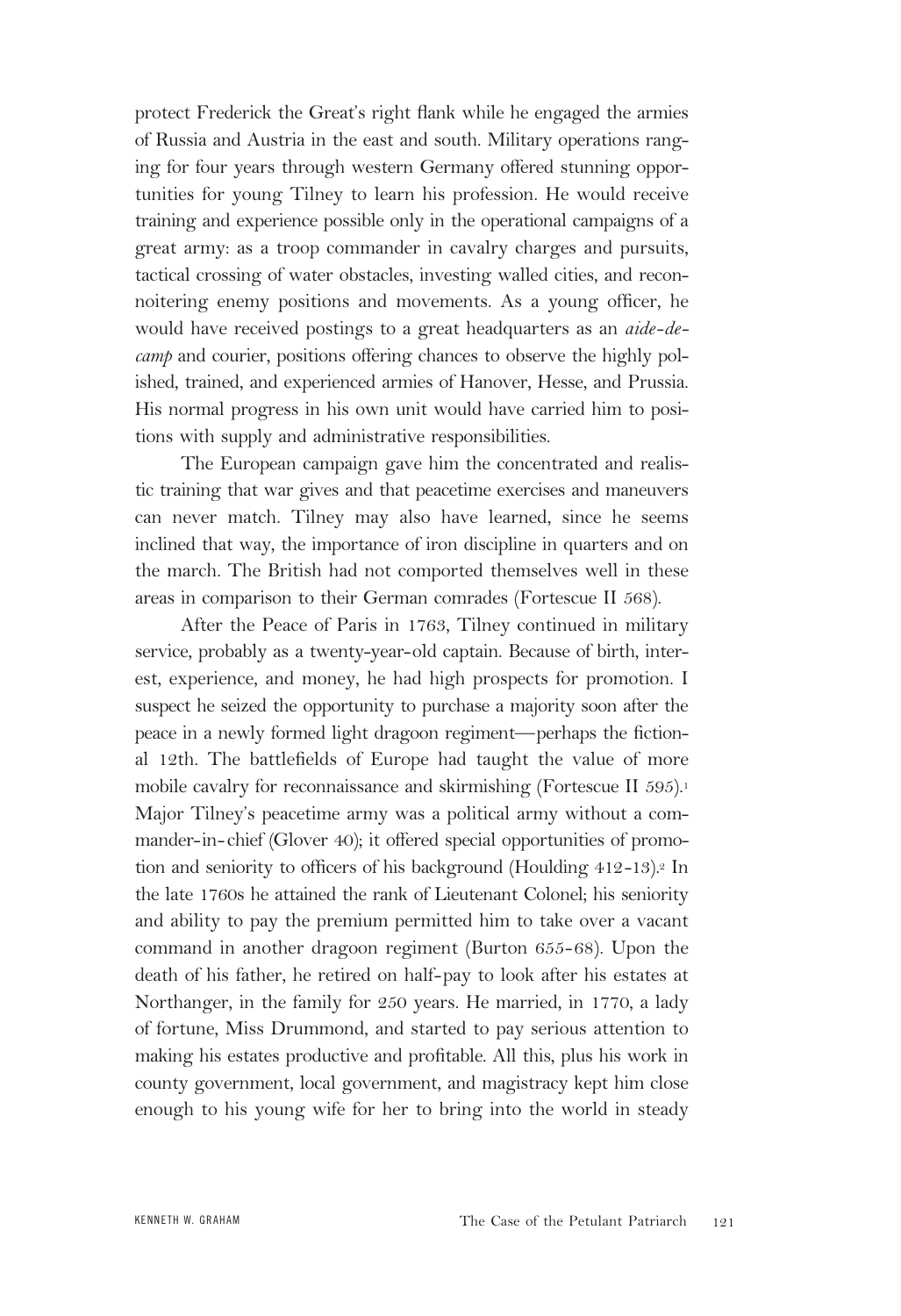protect Frederick the Great's right flank while he engaged the armies of Russia and Austria in the east and south. Military operations ranging for four years through western Germany offered stunning opportunities for young Tilney to learn his profession. He would receive training and experience possible only in the operational campaigns of a great army: as a troop commander in cavalry charges and pursuits, tactical crossing of water obstacles, investing walled cities, and reconnoitering enemy positions and movements. As a young officer, he would have received postings to a great headquarters as an *aide-de-camp* and courier, positions offering chances to observe the highly polished, trained, and experienced armies of Hanover, Hesse, and Prussia. His normal progress in his own unit would have carried him to positions with supply and administrative responsibilities.

The European campaign gave him the concentrated and realistic training that war gives and that peacetime exercises and maneuvers can never match. Tilney may also have learned, since he seems inclined that way, the importance of iron discipline in quarters and on the march. The British had not comported themselves well in these areas in comparison to their German comrades (Fortescue II 568).

After the Peace of Paris in 1763, Tilney continued in military service, probably as a twenty-year-old captain. Because of birth, interest, experience, and money, he had high prospects for promotion. I suspect he seized the opportunity to purchase a majority soon after the peace in a newly formed light dragoon regiment—perhaps the fictional 12th. The battlefields of Europe had taught the value of more mobile cavalry for reconnaissance and skirmishing (Fortescue II 595).[1] Major Tilney's peacetime army was a political army without a commander-in-chief (Glover 40); it offered special opportunities of promotion and seniority to officers of his background (Houlding 412-13).[2] In the late 1760s he attained the rank of Lieutenant Colonel; his seniority and ability to pay the premium permitted him to take over a vacant command in another dragoon regiment (Burton 655-68). Upon the death of his father, he retired on half-pay to look after his estates at Northanger, in the family for 250 years. He married, in 1770, a lady of fortune, Miss Drummond, and started to pay serious attention to making his estates productive and profitable. All this, plus his work in county government, local government, and magistracy kept him close enough to his young wife for her to bring into the world in steady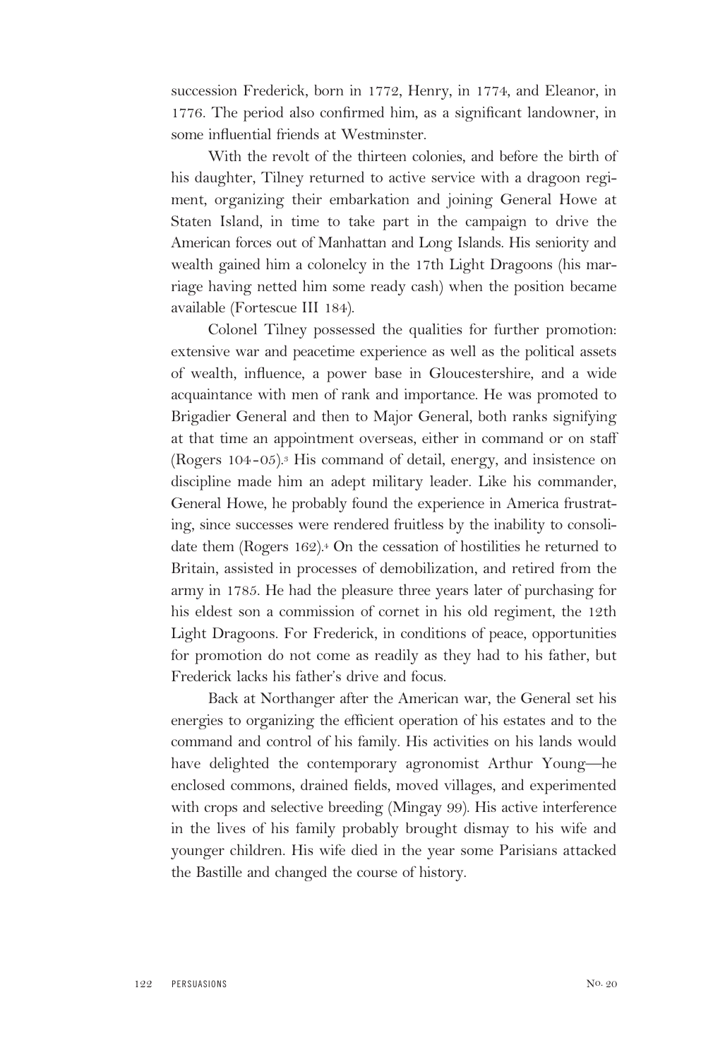succession Frederick, born in 1772, Henry, in 1774, and Eleanor, in 1776. The period also confirmed him, as a significant landowner, in some influential friends at Westminster.

With the revolt of the thirteen colonies, and before the birth of his daughter, Tilney returned to active service with a dragoon regiment, organizing their embarkation and joining General Howe at Staten Island, in time to take part in the campaign to drive the American forces out of Manhattan and Long Islands. His seniority and wealth gained him a colonelcy in the 17th Light Dragoons (his marriage having netted him some ready cash) when the position became available (Fortescue III 184).

Colonel Tilney possessed the qualities for further promotion: extensive war and peacetime experience as well as the political assets of wealth, influence, a power base in Gloucestershire, and a wide acquaintance with men of rank and importance. He was promoted to Brigadier General and then to Major General, both ranks signifying at that time an appointment overseas, either in command or on staff (Rogers 104-05).[3] His command of detail, energy, and insistence on discipline made him an adept military leader. Like his commander, General Howe, he probably found the experience in America frustrating, since successes were rendered fruitless by the inability to consolidate them (Rogers 162).[4] On the cessation of hostilities he returned to Britain, assisted in processes of demobilization, and retired from the army in 1785. He had the pleasure three years later of purchasing for his eldest son a commission of cornet in his old regiment, the 12th Light Dragoons. For Frederick, in conditions of peace, opportunities for promotion do not come as readily as they had to his father, but Frederick lacks his father's drive and focus.

Back at Northanger after the American war, the General set his energies to organizing the efficient operation of his estates and to the command and control of his family. His activities on his lands would have delighted the contemporary agronomist Arthur Young—he enclosed commons, drained fields, moved villages, and experimented with crops and selective breeding (Mingay 99). His active interference in the lives of his family probably brought dismay to his wife and younger children. His wife died in the year some Parisians attacked the Bastille and changed the course of history.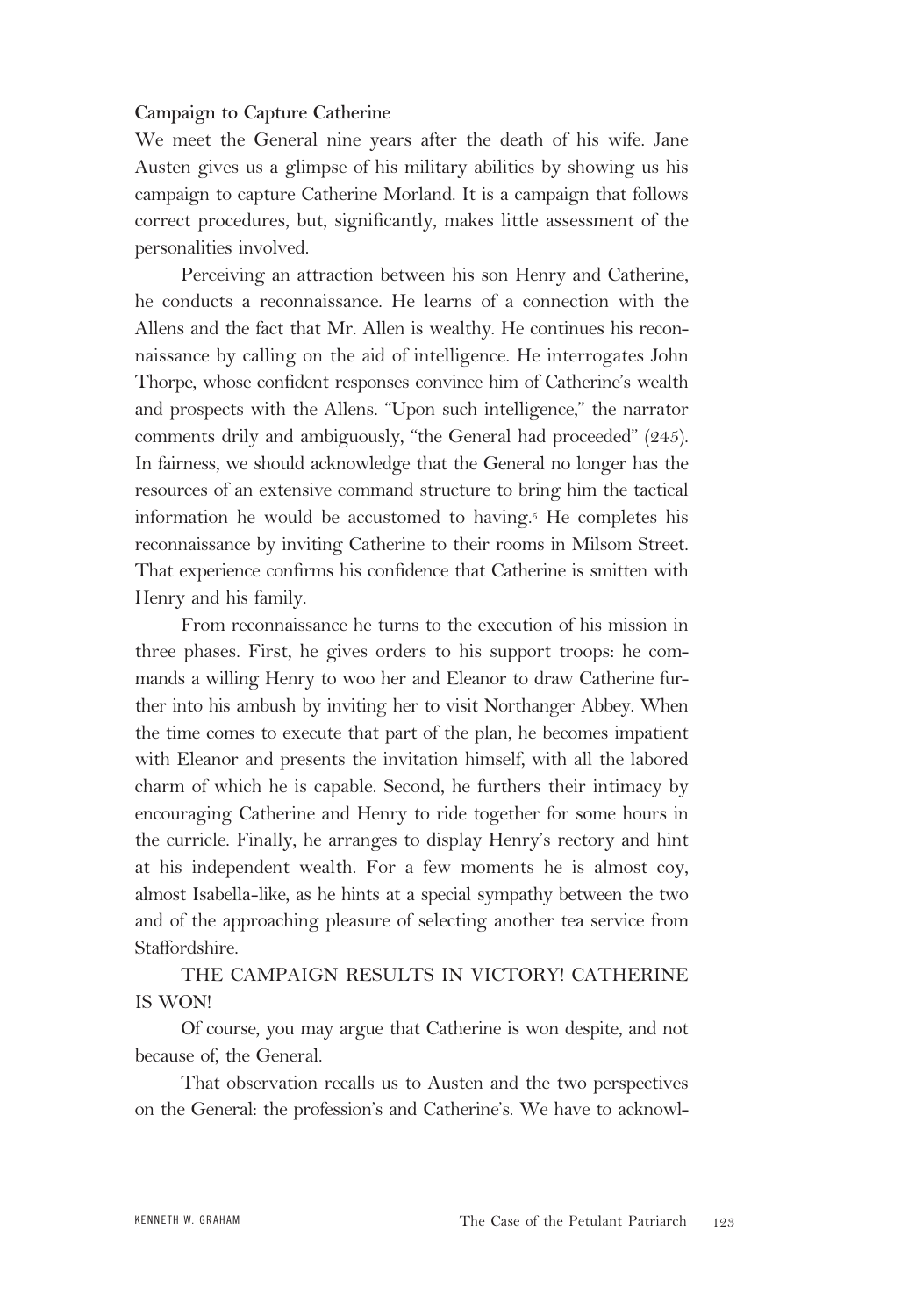### Campaign to Capture Catherine

We meet the General nine years after the death of his wife. Jane Austen gives us a glimpse of his military abilities by showing us his campaign to capture Catherine Morland. It is a campaign that follows correct procedures, but, significantly, makes little assessment of the personalities involved.

Perceiving an attraction between his son Henry and Catherine, he conducts a reconnaissance. He learns of a connection with the Allens and the fact that Mr. Allen is wealthy. He continues his reconnaissance by calling on the aid of intelligence. He interrogates John Thorpe, whose confident responses convince him of Catherine's wealth and prospects with the Allens. "Upon such intelligence," the narrator comments drily and ambiguously, "the General had proceeded" (245). In fairness, we should acknowledge that the General no longer has the resources of an extensive command structure to bring him the tactical information he would be accustomed to having.[5] He completes his reconnaissance by inviting Catherine to their rooms in Milsom Street. That experience confirms his confidence that Catherine is smitten with Henry and his family.

From reconnaissance he turns to the execution of his mission in three phases. First, he gives orders to his support troops: he commands a willing Henry to woo her and Eleanor to draw Catherine further into his ambush by inviting her to visit Northanger Abbey. When the time comes to execute that part of the plan, he becomes impatient with Eleanor and presents the invitation himself, with all the labored charm of which he is capable. Second, he furthers their intimacy by encouraging Catherine and Henry to ride together for some hours in the curricle. Finally, he arranges to display Henry's rectory and hint at his independent wealth. For a few moments he is almost coy, almost Isabella-like, as he hints at a special sympathy between the two and of the approaching pleasure of selecting another tea service from Staffordshire.

THE CAMPAIGN RESULTS IN VICTORY! CATHERINE IS WON!

Of course, you may argue that Catherine is won despite, and not because of, the General.

That observation recalls us to Austen and the two perspectives on the General: the profession's and Catherine's. We have to acknowl-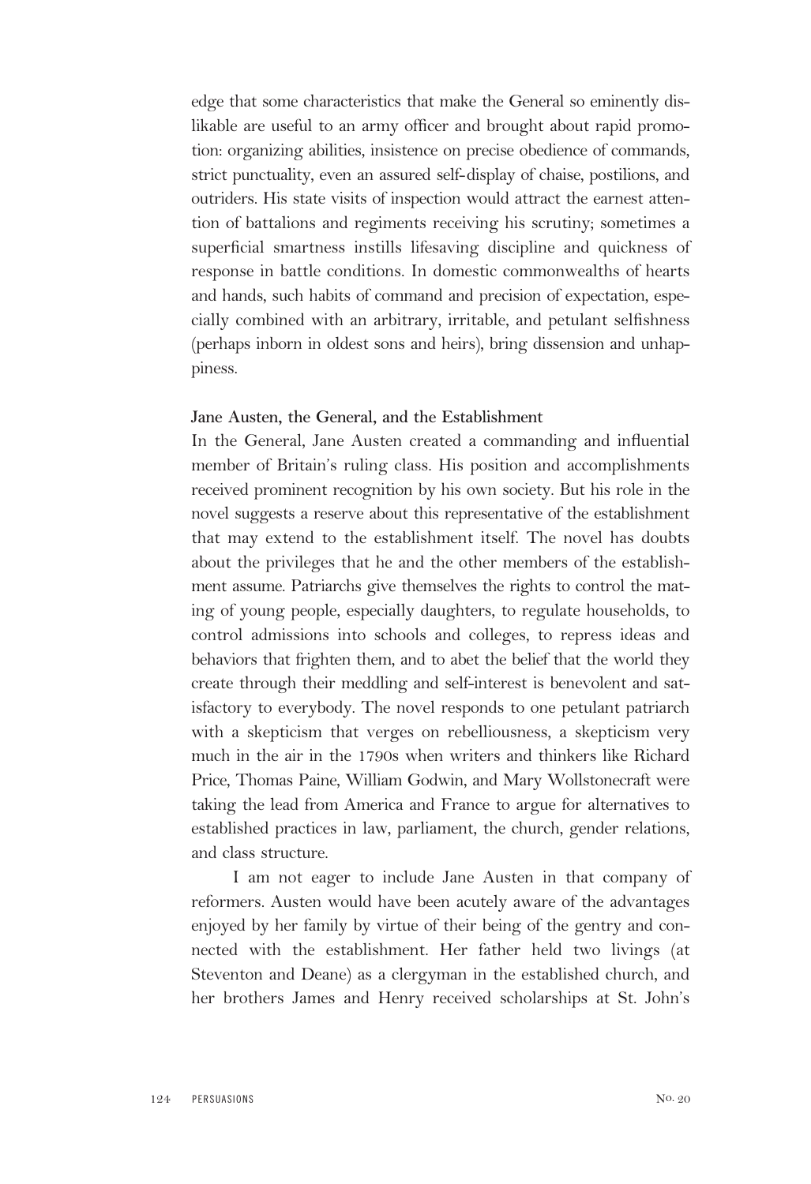edge that some characteristics that make the General so eminently dislikable are useful to an army officer and brought about rapid promotion: organizing abilities, insistence on precise obedience of commands, strict punctuality, even an assured self-display of chaise, postilions, and outriders. His state visits of inspection would attract the earnest attention of battalions and regiments receiving his scrutiny; sometimes a superficial smartness instills lifesaving discipline and quickness of response in battle conditions. In domestic commonwealths of hearts and hands, such habits of command and precision of expectation, especially combined with an arbitrary, irritable, and petulant selfishness (perhaps inborn in oldest sons and heirs), bring dissension and unhappiness.

### Jane Austen, the General, and the Establishment

In the General, Jane Austen created a commanding and influential member of Britain's ruling class. His position and accomplishments received prominent recognition by his own society. But his role in the novel suggests a reserve about this representative of the establishment that may extend to the establishment itself. The novel has doubts about the privileges that he and the other members of the establishment assume. Patriarchs give themselves the rights to control the mating of young people, especially daughters, to regulate households, to control admissions into schools and colleges, to repress ideas and behaviors that frighten them, and to abet the belief that the world they create through their meddling and self-interest is benevolent and satisfactory to everybody. The novel responds to one petulant patriarch with a skepticism that verges on rebelliousness, a skepticism very much in the air in the 1790s when writers and thinkers like Richard Price, Thomas Paine, William Godwin, and Mary Wollstonecraft were taking the lead from America and France to argue for alternatives to established practices in law, parliament, the church, gender relations, and class structure.

I am not eager to include Jane Austen in that company of reformers. Austen would have been acutely aware of the advantages enjoyed by her family by virtue of their being of the gentry and connected with the establishment. Her father held two livings (at Steventon and Deane) as a clergyman in the established church, and her brothers James and Henry received scholarships at St. John's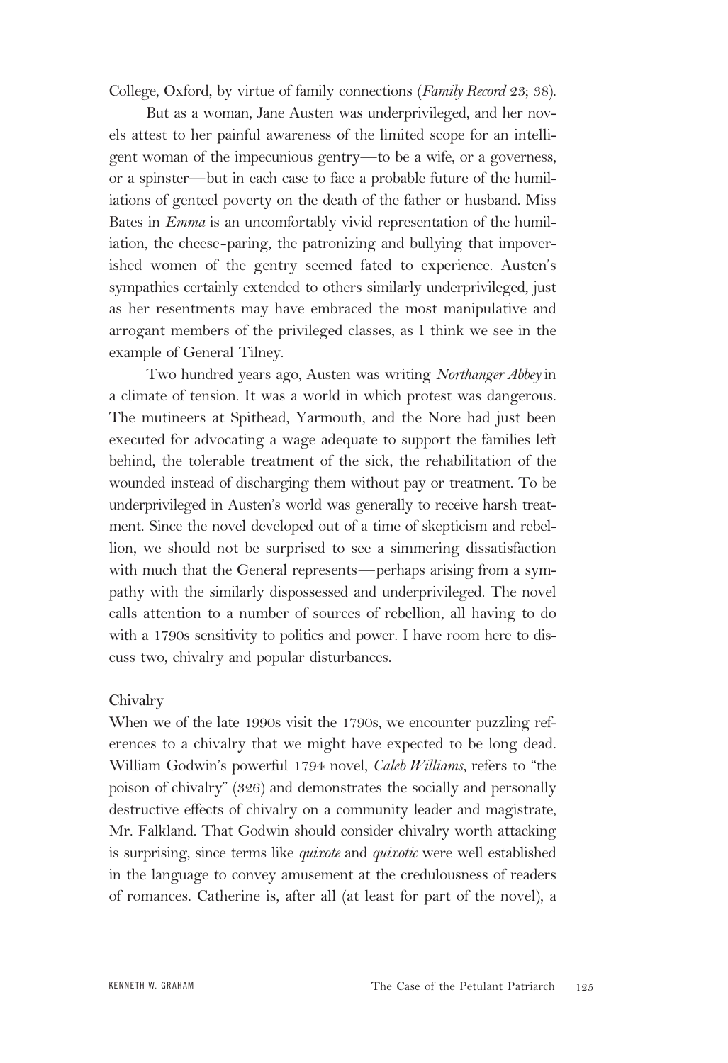College, Oxford, by virtue of family connections (*Family Record* 23; 38).

But as a woman, Jane Austen was underprivileged, and her novels attest to her painful awareness of the limited scope for an intelligent woman of the impecunious gentry—to be a wife, or a governess, or a spinster—but in each case to face a probable future of the humiliations of genteel poverty on the death of the father or husband. Miss Bates in *Emma* is an uncomfortably vivid representation of the humiliation, the cheese-paring, the patronizing and bullying that impoverished women of the gentry seemed fated to experience. Austen's sympathies certainly extended to others similarly underprivileged, just as her resentments may have embraced the most manipulative and arrogant members of the privileged classes, as I think we see in the example of General Tilney.

Two hundred years ago, Austen was writing *Northanger Abbey* in a climate of tension. It was a world in which protest was dangerous. The mutineers at Spithead, Yarmouth, and the Nore had just been executed for advocating a wage adequate to support the families left behind, the tolerable treatment of the sick, the rehabilitation of the wounded instead of discharging them without pay or treatment. To be underprivileged in Austen's world was generally to receive harsh treatment. Since the novel developed out of a time of skepticism and rebellion, we should not be surprised to see a simmering dissatisfaction with much that the General represents—perhaps arising from a sympathy with the similarly dispossessed and underprivileged. The novel calls attention to a number of sources of rebellion, all having to do with a 1790s sensitivity to politics and power. I have room here to discuss two, chivalry and popular disturbances.

## Chivalry

When we of the late 1990s visit the 1790s, we encounter puzzling references to a chivalry that we might have expected to be long dead. William Godwin's powerful 1794 novel, *Caleb Williams*, refers to "the poison of chivalry" (326) and demonstrates the socially and personally destructive effects of chivalry on a community leader and magistrate, Mr. Falkland. That Godwin should consider chivalry worth attacking is surprising, since terms like *quixote* and *quixotic* were well established in the language to convey amusement at the credulousness of readers of romances. Catherine is, after all (at least for part of the novel), a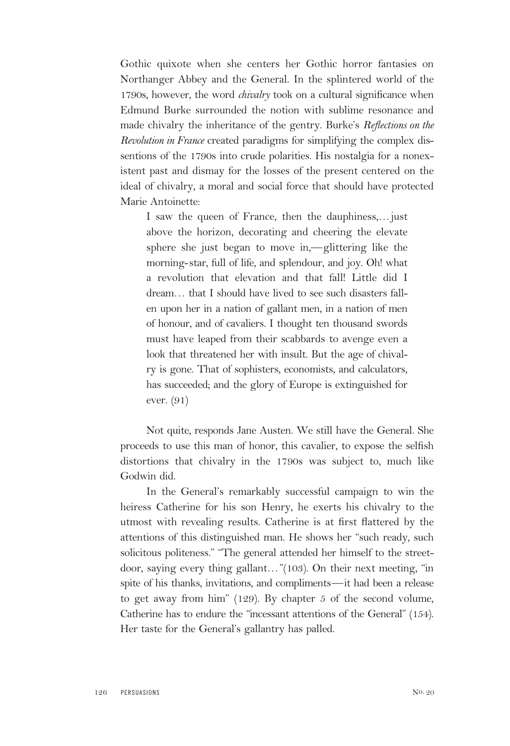Gothic quixote when she centers her Gothic horror fantasies on Northanger Abbey and the General. In the splintered world of the 1790s, however, the word *chivalry* took on a cultural significance when Edmund Burke surrounded the notion with sublime resonance and made chivalry the inheritance of the gentry. Burke's *Reflections on the Revolution in France* created paradigms for simplifying the complex dissentions of the 1790s into crude polarities. His nostalgia for a nonexistent past and dismay for the losses of the present centered on the ideal of chivalry, a moral and social force that should have protected Marie Antoinette:

> I saw the queen of France, then the dauphiness,…just above the horizon, decorating and cheering the elevate sphere she just began to move in,—glittering like the morning-star, full of life, and splendour, and joy. Oh! what a revolution that elevation and that fall! Little did I dream… that I should have lived to see such disasters fallen upon her in a nation of gallant men, in a nation of men of honour, and of cavaliers. I thought ten thousand swords must have leaped from their scabbards to avenge even a look that threatened her with insult. But the age of chivalry is gone. That of sophisters, economists, and calculators, has succeeded; and the glory of Europe is extinguished for ever. (91)

Not quite, responds Jane Austen. We still have the General. She proceeds to use this man of honor, this cavalier, to expose the selfish distortions that chivalry in the 1790s was subject to, much like Godwin did.

In the General's remarkably successful campaign to win the heiress Catherine for his son Henry, he exerts his chivalry to the utmost with revealing results. Catherine is at first flattered by the attentions of this distinguished man. He shows her "such ready, such solicitous politeness." "The general attended her himself to the street-door, saying every thing gallant…"(103). On their next meeting, "in spite of his thanks, invitations, and compliments—it had been a release to get away from him" (129). By chapter 5 of the second volume, Catherine has to endure the "incessant attentions of the General" (154). Her taste for the General's gallantry has palled.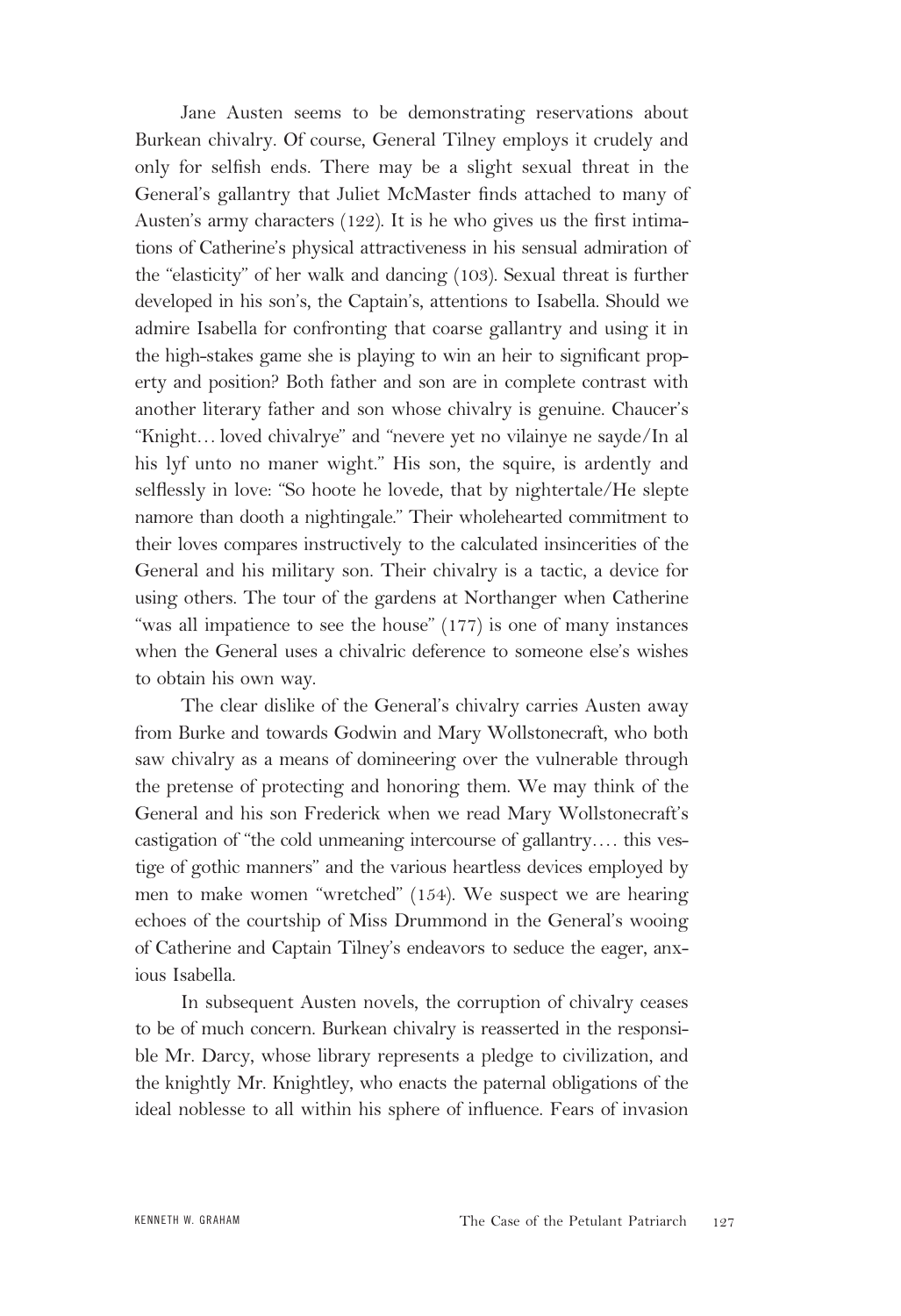Jane Austen seems to be demonstrating reservations about Burkean chivalry. Of course, General Tilney employs it crudely and only for selfish ends. There may be a slight sexual threat in the General's gallantry that Juliet McMaster finds attached to many of Austen's army characters (122). It is he who gives us the first intimations of Catherine's physical attractiveness in his sensual admiration of the "elasticity" of her walk and dancing (103). Sexual threat is further developed in his son's, the Captain's, attentions to Isabella. Should we admire Isabella for confronting that coarse gallantry and using it in the high-stakes game she is playing to win an heir to significant property and position? Both father and son are in complete contrast with another literary father and son whose chivalry is genuine. Chaucer's "Knight… loved chivalrye" and "nevere yet no vilainye ne sayde/In al his lyf unto no maner wight." His son, the squire, is ardently and selflessly in love: "So hoote he lovede, that by nightertale/He slepte namore than dooth a nightingale." Their wholehearted commitment to their loves compares instructively to the calculated insincerities of the General and his military son. Their chivalry is a tactic, a device for using others. The tour of the gardens at Northanger when Catherine "was all impatience to see the house" (177) is one of many instances when the General uses a chivalric deference to someone else's wishes to obtain his own way.

The clear dislike of the General's chivalry carries Austen away from Burke and towards Godwin and Mary Wollstonecraft, who both saw chivalry as a means of domineering over the vulnerable through the pretense of protecting and honoring them. We may think of the General and his son Frederick when we read Mary Wollstonecraft's castigation of "the cold unmeaning intercourse of gallantry…. this vestige of gothic manners" and the various heartless devices employed by men to make women "wretched" (154). We suspect we are hearing echoes of the courtship of Miss Drummond in the General's wooing of Catherine and Captain Tilney's endeavors to seduce the eager, anxious Isabella.

In subsequent Austen novels, the corruption of chivalry ceases to be of much concern. Burkean chivalry is reasserted in the responsible Mr. Darcy, whose library represents a pledge to civilization, and the knightly Mr. Knightley, who enacts the paternal obligations of the ideal noblesse to all within his sphere of influence. Fears of invasion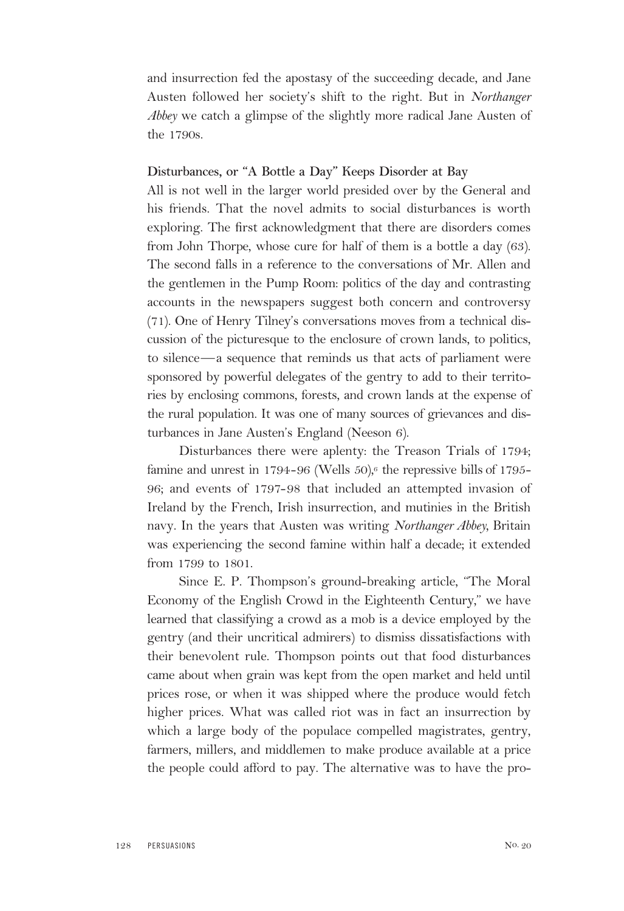and insurrection fed the apostasy of the succeeding decade, and Jane Austen followed her society's shift to the right. But in *Northanger Abbey* we catch a glimpse of the slightly more radical Jane Austen of the 1790s.

### Disturbances, or "A Bottle a Day" Keeps Disorder at Bay

All is not well in the larger world presided over by the General and his friends. That the novel admits to social disturbances is worth exploring. The first acknowledgment that there are disorders comes from John Thorpe, whose cure for half of them is a bottle a day (63). The second falls in a reference to the conversations of Mr. Allen and the gentlemen in the Pump Room: politics of the day and contrasting accounts in the newspapers suggest both concern and controversy (71). One of Henry Tilney's conversations moves from a technical discussion of the picturesque to the enclosure of crown lands, to politics, to silence—a sequence that reminds us that acts of parliament were sponsored by powerful delegates of the gentry to add to their territories by enclosing commons, forests, and crown lands at the expense of the rural population. It was one of many sources of grievances and disturbances in Jane Austen's England (Neeson 6).

Disturbances there were aplenty: the Treason Trials of 1794; famine and unrest in 1794-96 (Wells 50),[6] the repressive bills of 1795-96; and events of 1797-98 that included an attempted invasion of Ireland by the French, Irish insurrection, and mutinies in the British navy. In the years that Austen was writing *Northanger Abbey*, Britain was experiencing the second famine within half a decade; it extended from 1799 to 1801.

Since E. P. Thompson's ground-breaking article, "The Moral Economy of the English Crowd in the Eighteenth Century," we have learned that classifying a crowd as a mob is a device employed by the gentry (and their uncritical admirers) to dismiss dissatisfactions with their benevolent rule. Thompson points out that food disturbances came about when grain was kept from the open market and held until prices rose, or when it was shipped where the produce would fetch higher prices. What was called riot was in fact an insurrection by which a large body of the populace compelled magistrates, gentry, farmers, millers, and middlemen to make produce available at a price the people could afford to pay. The alternative was to have the pro-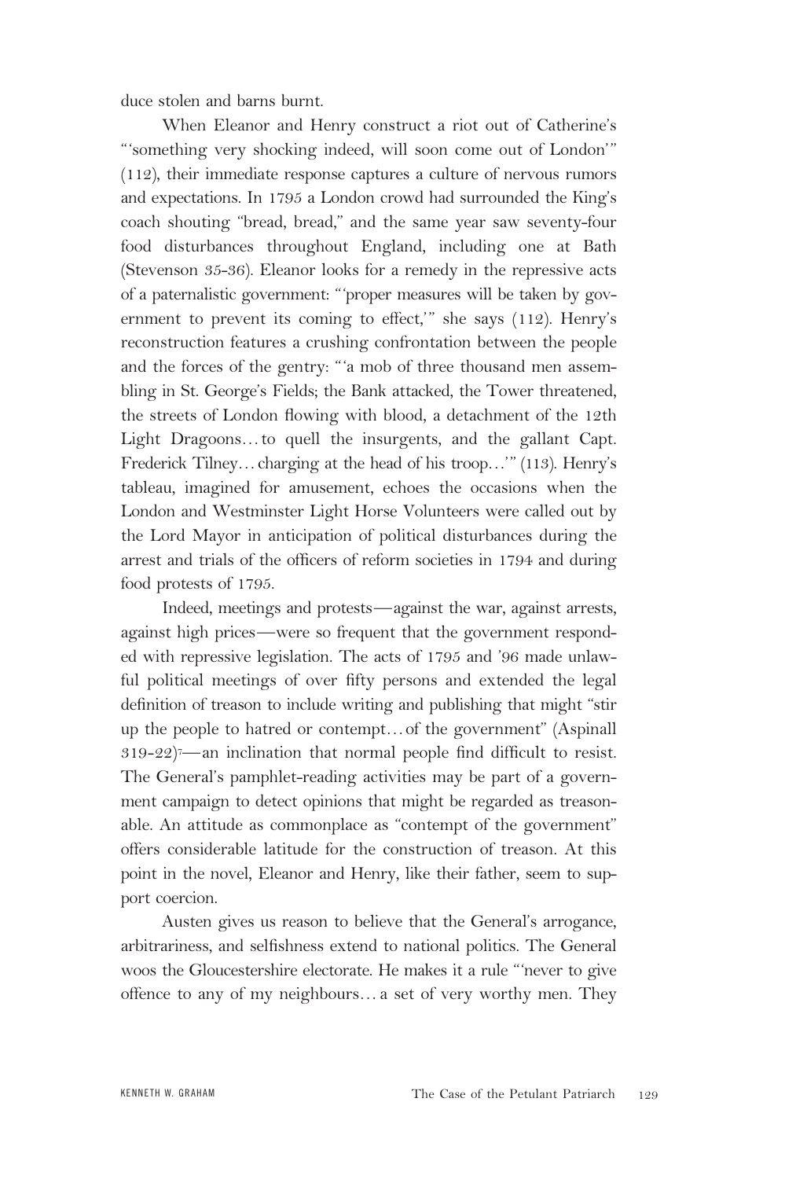duce stolen and barns burnt.

When Eleanor and Henry construct a riot out of Catherine's "'something very shocking indeed, will soon come out of London'" (112), their immediate response captures a culture of nervous rumors and expectations. In 1795 a London crowd had surrounded the King's coach shouting "bread, bread," and the same year saw seventy-four food disturbances throughout England, including one at Bath (Stevenson 35-36). Eleanor looks for a remedy in the repressive acts of a paternalistic government: "'proper measures will be taken by government to prevent its coming to effect,'" she says (112). Henry's reconstruction features a crushing confrontation between the people and the forces of the gentry: "'a mob of three thousand men assembling in St. George's Fields; the Bank attacked, the Tower threatened, the streets of London flowing with blood, a detachment of the 12th Light Dragoons…to quell the insurgents, and the gallant Capt. Frederick Tilney…charging at the head of his troop…'" (113). Henry's tableau, imagined for amusement, echoes the occasions when the London and Westminster Light Horse Volunteers were called out by the Lord Mayor in anticipation of political disturbances during the arrest and trials of the officers of reform societies in 1794 and during food protests of 1795.

Indeed, meetings and protests—against the war, against arrests, against high prices—were so frequent that the government responded with repressive legislation. The acts of 1795 and '96 made unlawful political meetings of over fifty persons and extended the legal definition of treason to include writing and publishing that might "stir up the people to hatred or contempt…of the government" (Aspinall 319-22)[7]—an inclination that normal people find difficult to resist. The General's pamphlet-reading activities may be part of a government campaign to detect opinions that might be regarded as treasonable. An attitude as commonplace as "contempt of the government" offers considerable latitude for the construction of treason. At this point in the novel, Eleanor and Henry, like their father, seem to support coercion.

Austen gives us reason to believe that the General's arrogance, arbitrariness, and selfishness extend to national politics. The General woos the Gloucestershire electorate. He makes it a rule "'never to give offence to any of my neighbours…a set of very worthy men. They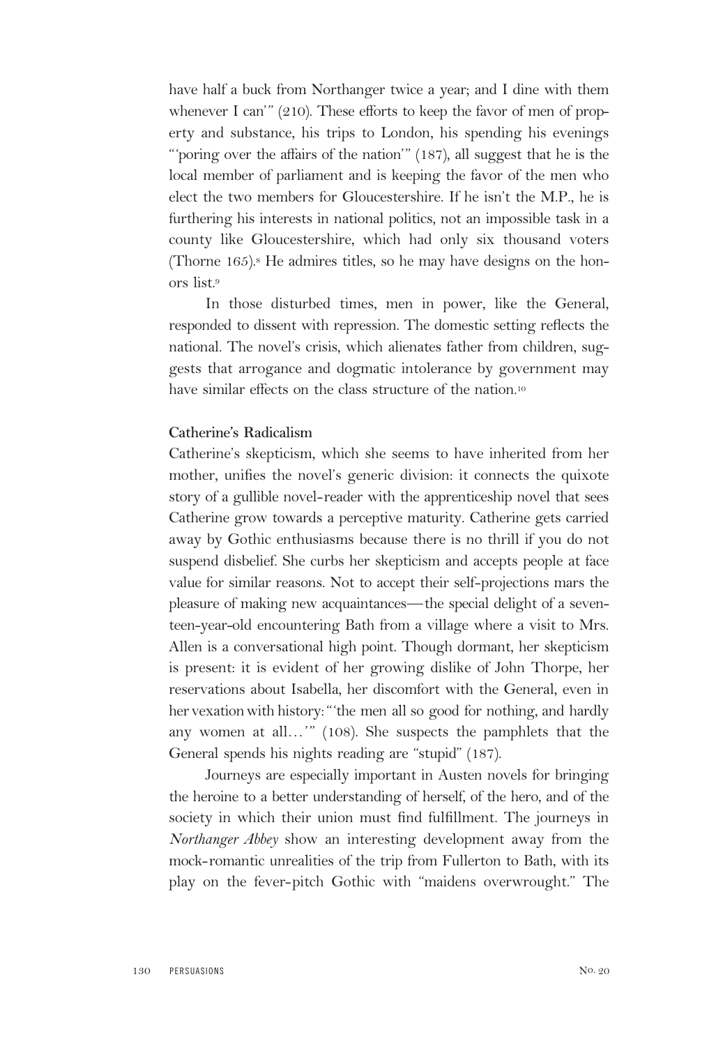have half a buck from Northanger twice a year; and I dine with them whenever I can'" (210). These efforts to keep the favor of men of property and substance, his trips to London, his spending his evenings "'poring over the affairs of the nation'" (187), all suggest that he is the local member of parliament and is keeping the favor of the men who elect the two members for Gloucestershire. If he isn't the M.P., he is furthering his interests in national politics, not an impossible task in a county like Gloucestershire, which had only six thousand voters (Thorne 165).[8] He admires titles, so he may have designs on the honors list.[9]

In those disturbed times, men in power, like the General, responded to dissent with repression. The domestic setting reflects the national. The novel's crisis, which alienates father from children, suggests that arrogance and dogmatic intolerance by government may have similar effects on the class structure of the nation.[10]

### Catherine's Radicalism

Catherine's skepticism, which she seems to have inherited from her mother, unifies the novel's generic division: it connects the quixote story of a gullible novel-reader with the apprenticeship novel that sees Catherine grow towards a perceptive maturity. Catherine gets carried away by Gothic enthusiasms because there is no thrill if you do not suspend disbelief. She curbs her skepticism and accepts people at face value for similar reasons. Not to accept their self-projections mars the pleasure of making new acquaintances—the special delight of a seventeen-year-old encountering Bath from a village where a visit to Mrs. Allen is a conversational high point. Though dormant, her skepticism is present: it is evident of her growing dislike of John Thorpe, her reservations about Isabella, her discomfort with the General, even in her vexation with history: "'the men all so good for nothing, and hardly any women at all…'" (108). She suspects the pamphlets that the General spends his nights reading are "stupid" (187).

Journeys are especially important in Austen novels for bringing the heroine to a better understanding of herself, of the hero, and of the society in which their union must find fulfillment. The journeys in *Northanger Abbey* show an interesting development away from the mock-romantic unrealities of the trip from Fullerton to Bath, with its play on the fever-pitch Gothic with "maidens overwrought." The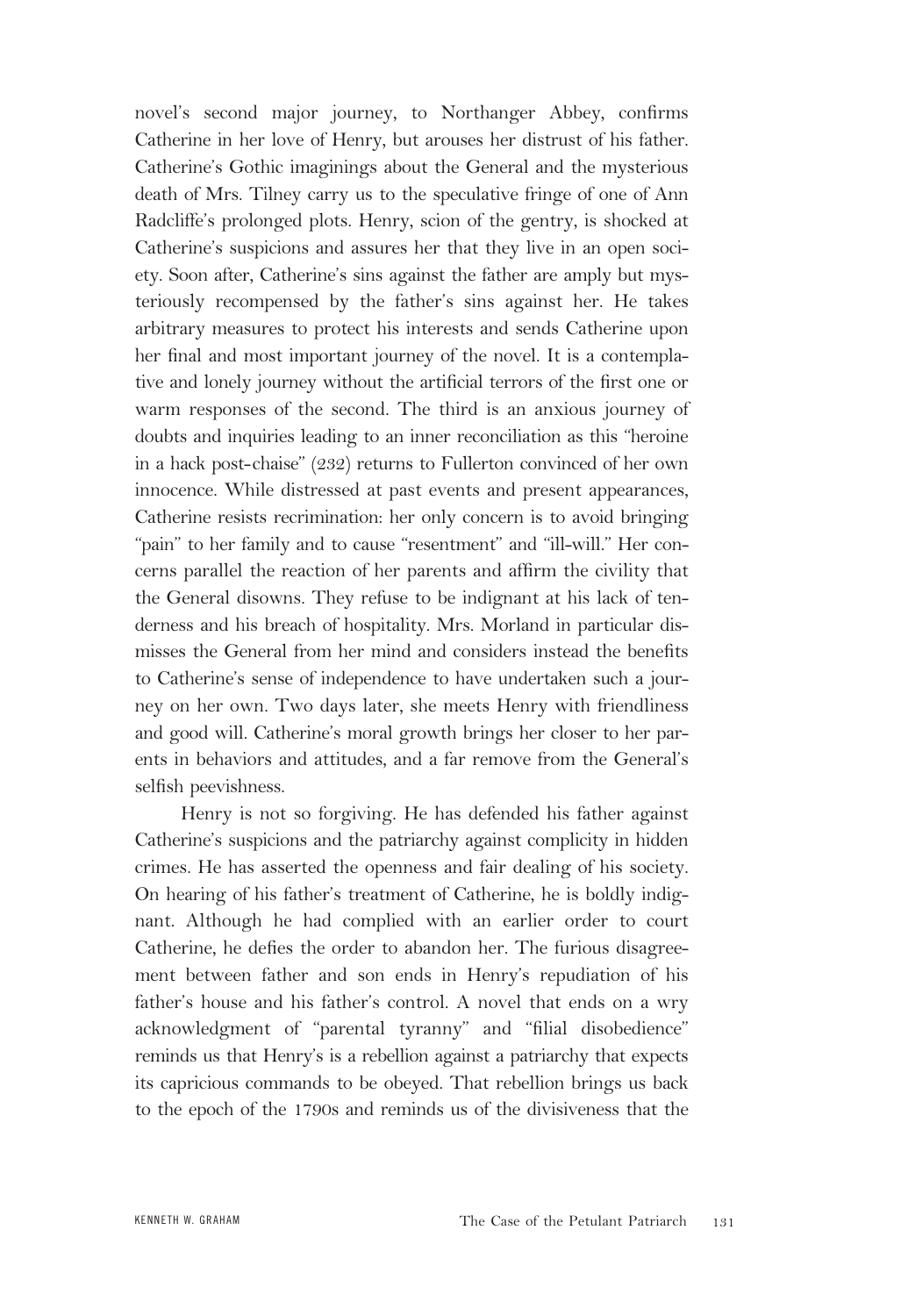novel's second major journey, to Northanger Abbey, confirms Catherine in her love of Henry, but arouses her distrust of his father. Catherine's Gothic imaginings about the General and the mysterious death of Mrs. Tilney carry us to the speculative fringe of one of Ann Radcliffe's prolonged plots. Henry, scion of the gentry, is shocked at Catherine's suspicions and assures her that they live in an open society. Soon after, Catherine's sins against the father are amply but mysteriously recompensed by the father's sins against her. He takes arbitrary measures to protect his interests and sends Catherine upon her final and most important journey of the novel. It is a contemplative and lonely journey without the artificial terrors of the first one or warm responses of the second. The third is an anxious journey of doubts and inquiries leading to an inner reconciliation as this "heroine in a hack post-chaise" (232) returns to Fullerton convinced of her own innocence. While distressed at past events and present appearances, Catherine resists recrimination: her only concern is to avoid bringing "pain" to her family and to cause "resentment" and "ill-will." Her concerns parallel the reaction of her parents and affirm the civility that the General disowns. They refuse to be indignant at his lack of tenderness and his breach of hospitality. Mrs. Morland in particular dismisses the General from her mind and considers instead the benefits to Catherine's sense of independence to have undertaken such a journey on her own. Two days later, she meets Henry with friendliness and good will. Catherine's moral growth brings her closer to her parents in behaviors and attitudes, and a far remove from the General's selfish peevishness.

Henry is not so forgiving. He has defended his father against Catherine's suspicions and the patriarchy against complicity in hidden crimes. He has asserted the openness and fair dealing of his society. On hearing of his father's treatment of Catherine, he is boldly indignant. Although he had complied with an earlier order to court Catherine, he defies the order to abandon her. The furious disagreement between father and son ends in Henry's repudiation of his father's house and his father's control. A novel that ends on a wry acknowledgment of "parental tyranny" and "filial disobedience" reminds us that Henry's is a rebellion against a patriarchy that expects its capricious commands to be obeyed. That rebellion brings us back to the epoch of the 1790s and reminds us of the divisiveness that the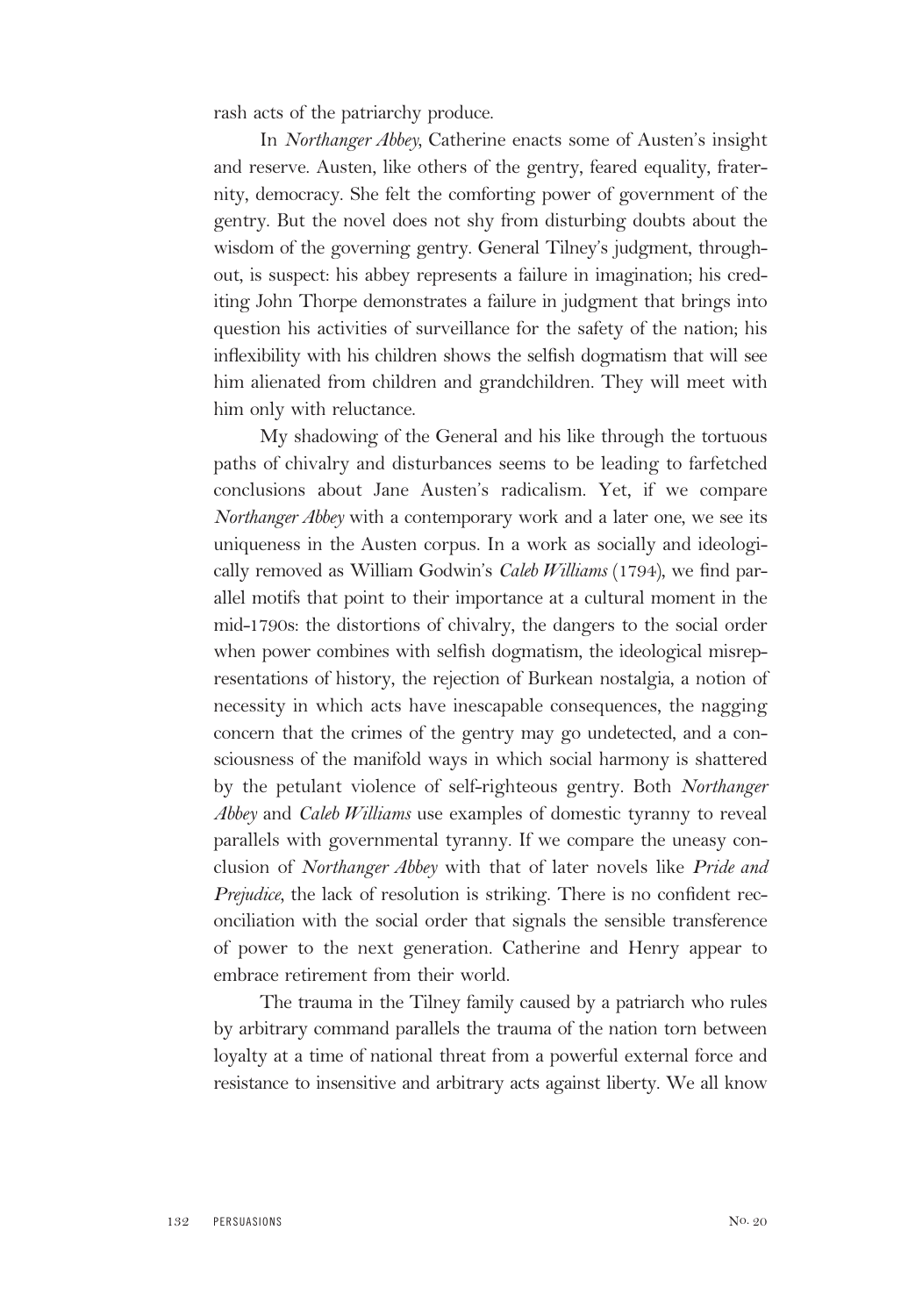rash acts of the patriarchy produce.

In *Northanger Abbey*, Catherine enacts some of Austen's insight and reserve. Austen, like others of the gentry, feared equality, fraternity, democracy. She felt the comforting power of government of the gentry. But the novel does not shy from disturbing doubts about the wisdom of the governing gentry. General Tilney's judgment, throughout, is suspect: his abbey represents a failure in imagination; his crediting John Thorpe demonstrates a failure in judgment that brings into question his activities of surveillance for the safety of the nation; his inflexibility with his children shows the selfish dogmatism that will see him alienated from children and grandchildren. They will meet with him only with reluctance.

My shadowing of the General and his like through the tortuous paths of chivalry and disturbances seems to be leading to farfetched conclusions about Jane Austen's radicalism. Yet, if we compare *Northanger Abbey* with a contemporary work and a later one, we see its uniqueness in the Austen corpus. In a work as socially and ideologically removed as William Godwin's *Caleb Williams* (1794), we find parallel motifs that point to their importance at a cultural moment in the mid-1790s: the distortions of chivalry, the dangers to the social order when power combines with selfish dogmatism, the ideological misrepresentations of history, the rejection of Burkean nostalgia, a notion of necessity in which acts have inescapable consequences, the nagging concern that the crimes of the gentry may go undetected, and a consciousness of the manifold ways in which social harmony is shattered by the petulant violence of self-righteous gentry. Both *Northanger Abbey* and *Caleb Williams* use examples of domestic tyranny to reveal parallels with governmental tyranny. If we compare the uneasy conclusion of *Northanger Abbey* with that of later novels like *Pride and Prejudice*, the lack of resolution is striking. There is no confident reconciliation with the social order that signals the sensible transference of power to the next generation. Catherine and Henry appear to embrace retirement from their world.

The trauma in the Tilney family caused by a patriarch who rules by arbitrary command parallels the trauma of the nation torn between loyalty at a time of national threat from a powerful external force and resistance to insensitive and arbitrary acts against liberty. We all know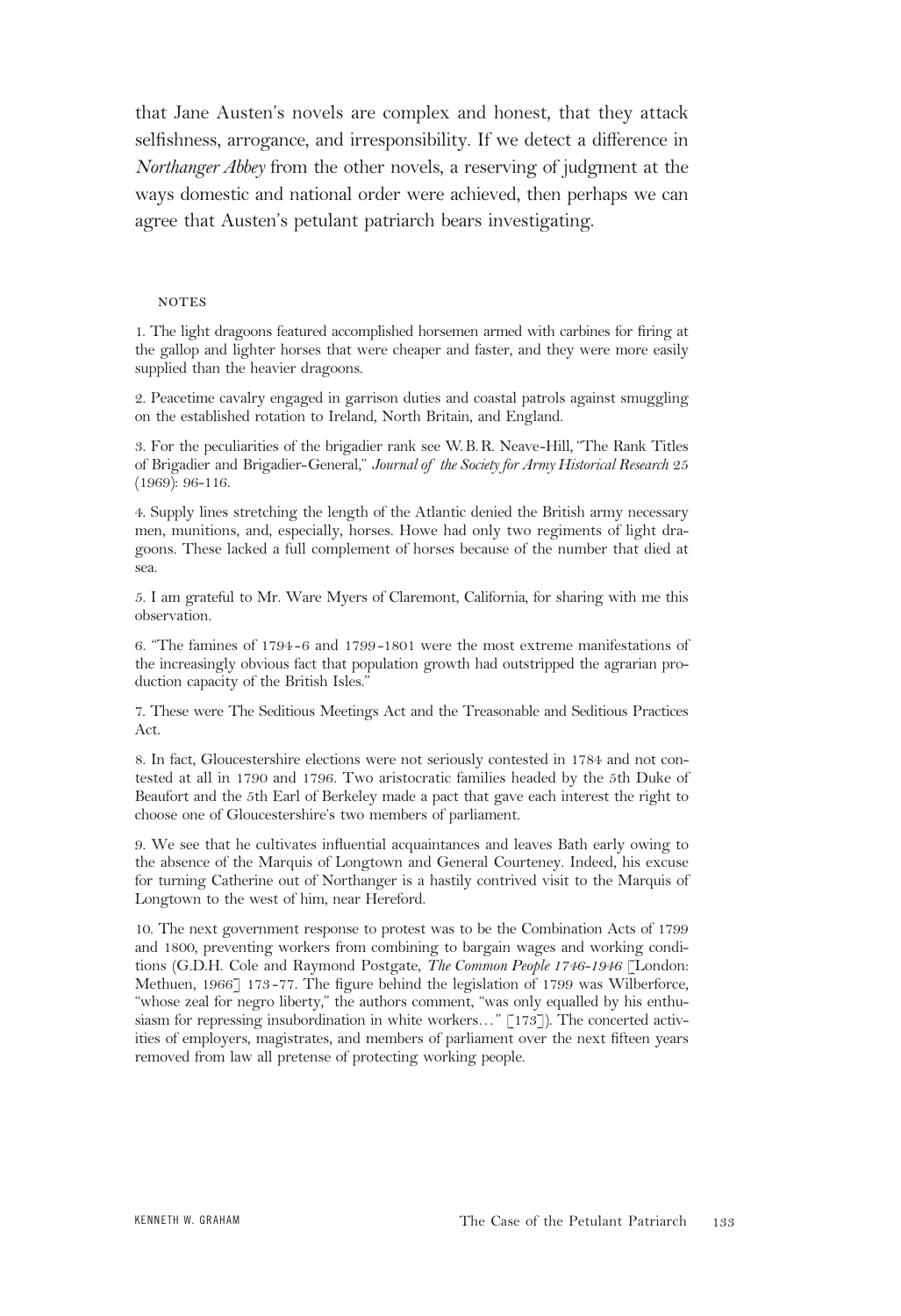that Jane Austen's novels are complex and honest, that they attack selfishness, arrogance, and irresponsibility. If we detect a difference in *Northanger Abbey* from the other novels, a reserving of judgment at the ways domestic and national order were achieved, then perhaps we can agree that Austen's petulant patriarch bears investigating.

## NOTES

1. The light dragoons featured accomplished horsemen armed with carbines for firing at the gallop and lighter horses that were cheaper and faster, and they were more easily supplied than the heavier dragoons.

2. Peacetime cavalry engaged in garrison duties and coastal patrols against smuggling on the established rotation to Ireland, North Britain, and England.

3. For the peculiarities of the brigadier rank see W.B.R. Neave-Hill, "The Rank Titles of Brigadier and Brigadier-General," *Journal of the Society for Army Historical Research* 25 (1969): 96-116.

4. Supply lines stretching the length of the Atlantic denied the British army necessary men, munitions, and, especially, horses. Howe had only two regiments of light dragoons. These lacked a full complement of horses because of the number that died at sea.

5. I am grateful to Mr. Ware Myers of Claremont, California, for sharing with me this observation.

6. "The famines of 1794-6 and 1799-1801 were the most extreme manifestations of the increasingly obvious fact that population growth had outstripped the agrarian production capacity of the British Isles."

7. These were The Seditious Meetings Act and the Treasonable and Seditious Practices Act.

8. In fact, Gloucestershire elections were not seriously contested in 1784 and not contested at all in 1790 and 1796. Two aristocratic families headed by the 5th Duke of Beaufort and the 5th Earl of Berkeley made a pact that gave each interest the right to choose one of Gloucestershire's two members of parliament.

9. We see that he cultivates influential acquaintances and leaves Bath early owing to the absence of the Marquis of Longtown and General Courteney. Indeed, his excuse for turning Catherine out of Northanger is a hastily contrived visit to the Marquis of Longtown to the west of him, near Hereford.

10. The next government response to protest was to be the Combination Acts of 1799 and 1800, preventing workers from combining to bargain wages and working conditions (G.D.H. Cole and Raymond Postgate, *The Common People 1746-1946* [London: Methuen, 1966] 173-77. The figure behind the legislation of 1799 was Wilberforce, "whose zeal for negro liberty," the authors comment, "was only equalled by his enthusiasm for repressing insubordination in white workers…" [173]). The concerted activities of employers, magistrates, and members of parliament over the next fifteen years removed from law all pretense of protecting working people.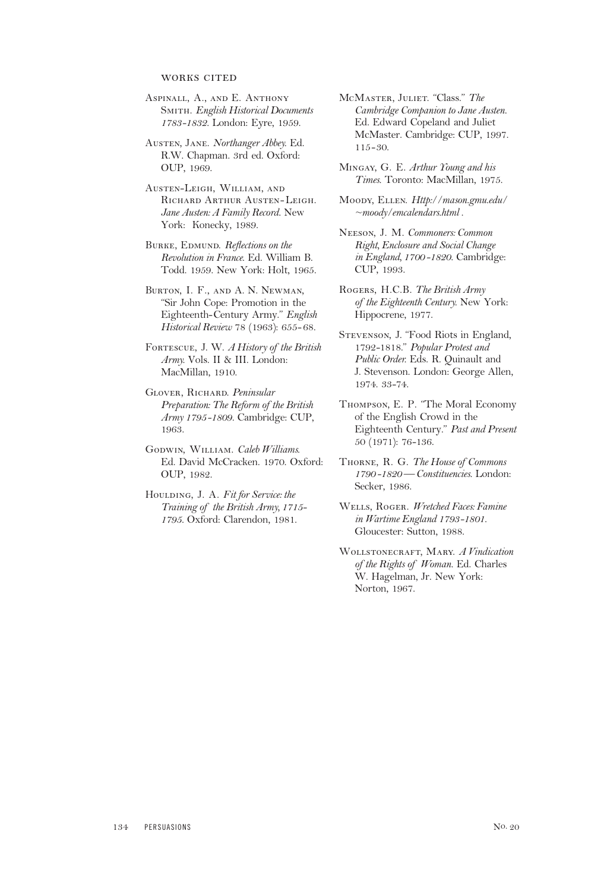## WORKS CITED

Aspinall, A., and E. Anthony Smith. *English Historical Documents 1783-1832*. London: Eyre, 1959.

Austen, Jane. *Northanger Abbey.* Ed. R.W. Chapman. 3rd ed. Oxford: OUP, 1969.

Austen-Leigh, William, and Richard Arthur Austen-Leigh. *Jane Austen: A Family Record*. New York: Konecky, 1989.

Burke, Edmund. *Reflections on the Revolution in France.* Ed. William B. Todd. 1959. New York: Holt, 1965.

Burton, I. F., and A. N. Newman, "Sir John Cope: Promotion in the Eighteenth-Century Army." *English Historical Review* 78 (1963): 655-68.

Fortescue, J. W. *A History of the British Army.* Vols. II & III. London: MacMillan, 1910.

Glover, Richard. *Peninsular Preparation: The Reform of the British Army 1795-1809*. Cambridge: CUP, 1963.

Godwin, William. *Caleb Williams.* Ed. David McCracken. 1970. Oxford: OUP, 1982.

Houlding, J. A. *Fit for Service: the Training of the British Army, 1715-1795*. Oxford: Clarendon, 1981.

McMaster, Juliet. "Class." *The Cambridge Companion to Jane Austen.* Ed. Edward Copeland and Juliet McMaster. Cambridge: CUP, 1997. 115-30.

Mingay, G. E. *Arthur Young and his Times.* Toronto: MacMillan, 1975.

Moody, Ellen. *Http://mason.gmu.edu/~moody/emcalendars.html* .

Neeson, J. M. *Commoners: Common Right, Enclosure and Social Change in England, 1700-1820.* Cambridge: CUP, 1993.

Rogers, H.C.B. *The British Army of the Eighteenth Century.* New York: Hippocrene, 1977.

Stevenson, J. "Food Riots in England, 1792-1818." *Popular Protest and Public Order.* Eds. R. Quinault and J. Stevenson. London: George Allen, 1974. 33-74.

Thompson, E. P. "The Moral Economy of the English Crowd in the Eighteenth Century." *Past and Present* 50 (1971): 76-136.

Thorne, R. G. *The House of Commons 1790-1820—Constituencies.* London: Secker, 1986.

Wells, Roger. *Wretched Faces: Famine in Wartime England 1793-1801.* Gloucester: Sutton, 1988.

Wollstonecraft, Mary. *A Vindication of the Rights of Woman.* Ed. Charles W. Hagelman, Jr. New York: Norton, 1967.